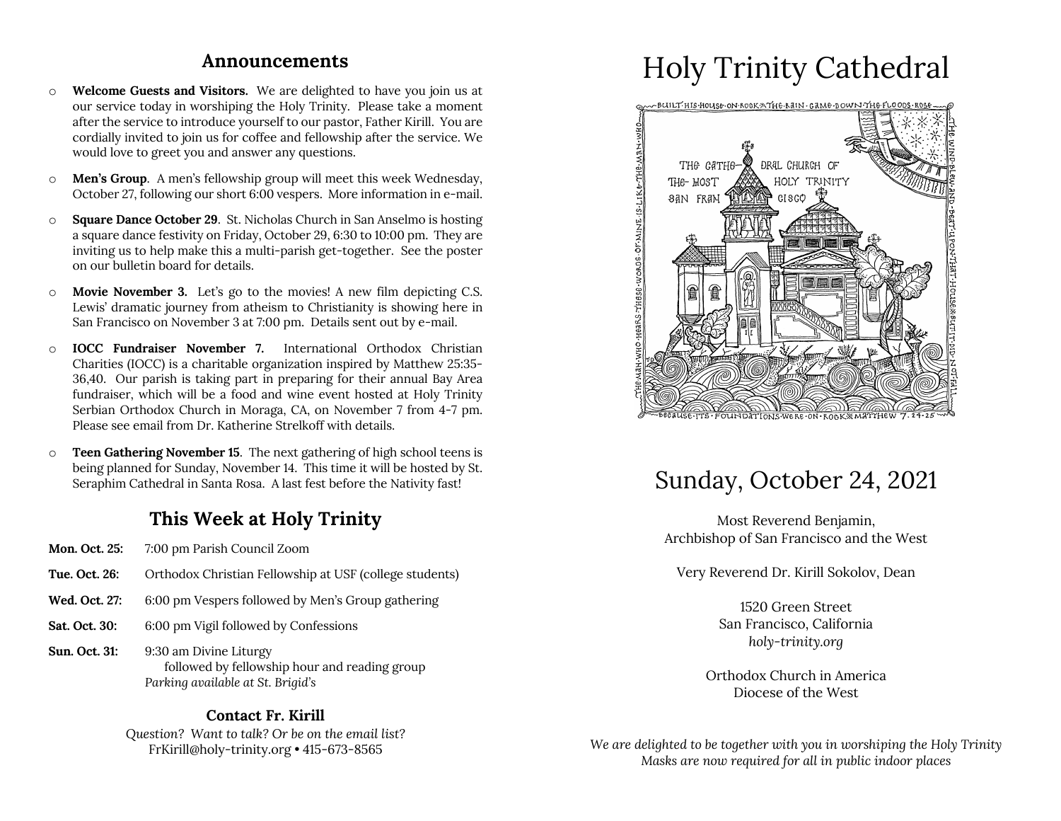## Announcements

- **Welcome Guests and Visitors.** We are delighted to have you join us at our service today in worshiping the Holy Trinity. Please take a moment after the service to introduce yourself to our pastor, Father Kirill. You are cordially invited to join us for coffee and fellowship after the service. We would love to greet you and answer any questions.
- **Men's Group**. A men's fellowship group will meet this week Wednesday, October 27, following our short 6:00 vespers. More information in e-mail.
- **Square Dance October 29**. St. Nicholas Church in San Anselmo is hosting a square dance festivity on Friday, October 29, 6:30 to 10:00 pm. They are inviting us to help make this a multi-parish get-together. See the poster on our bulletin board for details.
- **Movie November 3.** Let's go to the movies! A new film depicting C.S. Lewis' dramatic journey from atheism to Christianity is showing here in San Francisco on November 3 at 7:00 pm. Details sent out by e-mail.
- **IOCC Fundraiser November 7.** International Orthodox Christian Charities (IOCC) is a charitable organization inspired by Matthew 25:35-36,40. Our parish is taking part in preparing for their annual Bay Area fundraiser, which will be a food and wine event hosted at Holy Trinity Serbian Orthodox Church in Moraga, CA, on November 7 from 4-7 pm. Please see email from Dr. Katherine Strelkoff with details.
- **Teen Gathering November 15**. The next gathering of high school teens is being planned for Sunday, November 14. This time it will be hosted by St. Seraphim Cathedral in Santa Rosa. A last fest before the Nativity fast!

## This Week at Holy Trinity

**Mon. Oct. 25:** 7:00 pm Parish Council Zoom

**Tue. Oct. 26:** Orthodox Christian Fellowship at USF (college students)

**Wed. Oct. 27:** 6:00 pm Vespers followed by Men's Group gathering

**Sat. Oct. 30:** 6:00 pm Vigil followed by Confessions

**Sun. Oct. 31:** 9:30 am Divine Liturgy
followed by fellowship hour and reading group
*Parking available at St. Brigid's*

### Contact Fr. Kirill

*Question? Want to talk? Or be on the email list?*
FrKirill@holy-trinity.org • 415-673-8565

# Holy Trinity Cathedral

BUILT HIS HOUSE ON ROCK ✻ THE RAIN CAME DOWN THE FLOODS ROSE THE WIND BLEW AND BEAT UPON THAT HOUSE ✻ BUT IT DID NOT FALL BECAUSE ITS FOUNDATIONS WERE ON ROCK ✻ MATTHEW 7. 24-25

THE MAN WHO HEARS THESE WORDS OF MINE IS LIKE THE MAN WHO

THE CATHEDRAL CHURCH OF THE MOST HOLY TRINITY SAN FRANCISCO

## Sunday, October 24, 2021

Most Reverend Benjamin,
Archbishop of San Francisco and the West

Very Reverend Dr. Kirill Sokolov, Dean

1520 Green Street
San Francisco, California
*holy-trinity.org*

Orthodox Church in America
Diocese of the West

*We are delighted to be together with you in worshiping the Holy Trinity*
*Masks are now required for all in public indoor places*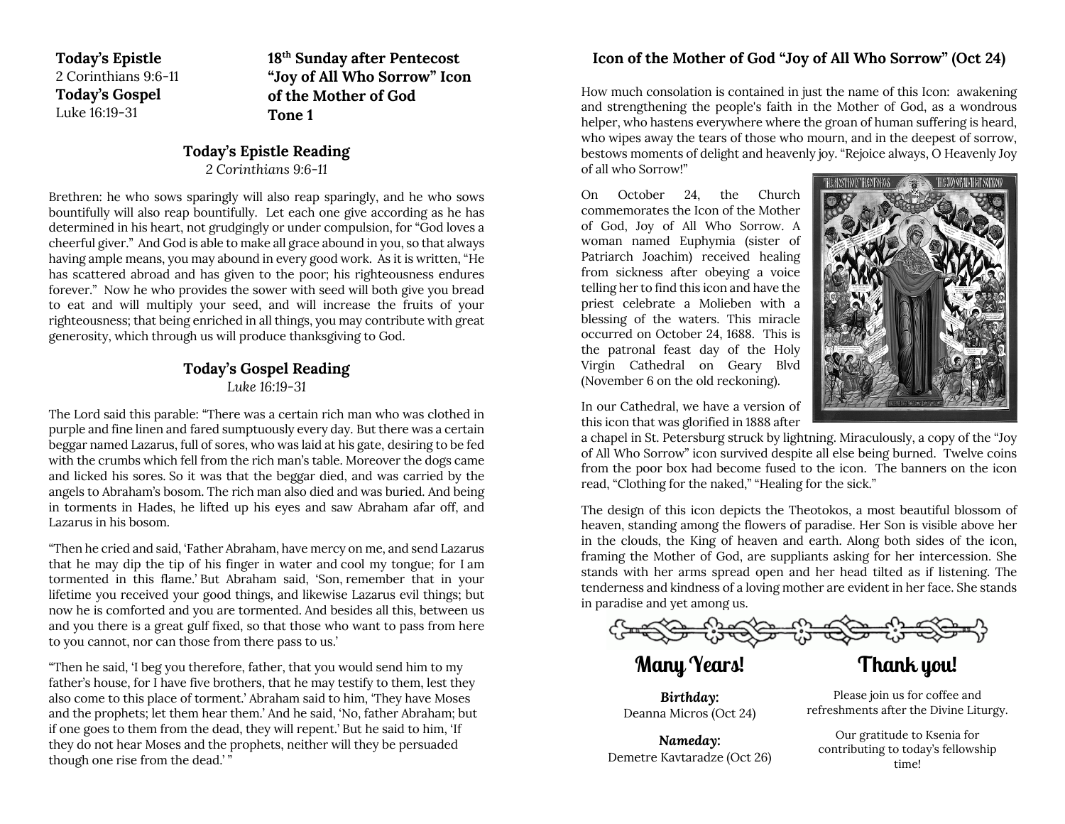**Today's Epistle**
2 Corinthians 9:6-11
**Today's Gospel**
Luke 16:19-31

**18th Sunday after Pentecost**
**"Joy of All Who Sorrow" Icon of the Mother of God**
**Tone 1**

## Today's Epistle Reading

*2 Corinthians 9:6-11*

Brethren: he who sows sparingly will also reap sparingly, and he who sows bountifully will also reap bountifully. Let each one give according as he has determined in his heart, not grudgingly or under compulsion, for "God loves a cheerful giver." And God is able to make all grace abound in you, so that always having ample means, you may abound in every good work. As it is written, "He has scattered abroad and has given to the poor; his righteousness endures forever." Now he who provides the sower with seed will both give you bread to eat and will multiply your seed, and will increase the fruits of your righteousness; that being enriched in all things, you may contribute with great generosity, which through us will produce thanksgiving to God.

## Today's Gospel Reading

*Luke 16:19-31*

The Lord said this parable: "There was a certain rich man who was clothed in purple and fine linen and fared sumptuously every day. But there was a certain beggar named Lazarus, full of sores, who was laid at his gate, desiring to be fed with the crumbs which fell from the rich man's table. Moreover the dogs came and licked his sores. So it was that the beggar died, and was carried by the angels to Abraham's bosom. The rich man also died and was buried. And being in torments in Hades, he lifted up his eyes and saw Abraham afar off, and Lazarus in his bosom.

"Then he cried and said, 'Father Abraham, have mercy on me, and send Lazarus that he may dip the tip of his finger in water and cool my tongue; for I am tormented in this flame.' But Abraham said, 'Son, remember that in your lifetime you received your good things, and likewise Lazarus evil things; but now he is comforted and you are tormented. And besides all this, between us and you there is a great gulf fixed, so that those who want to pass from here to you cannot, nor can those from there pass to us.'

"Then he said, 'I beg you therefore, father, that you would send him to my father's house, for I have five brothers, that he may testify to them, lest they also come to this place of torment.' Abraham said to him, 'They have Moses and the prophets; let them hear them.' And he said, 'No, father Abraham; but if one goes to them from the dead, they will repent.' But he said to him, 'If they do not hear Moses and the prophets, neither will they be persuaded though one rise from the dead.' "

## Icon of the Mother of God "Joy of All Who Sorrow" (Oct 24)

How much consolation is contained in just the name of this Icon: awakening and strengthening the people's faith in the Mother of God, as a wondrous helper, who hastens everywhere where the groan of human suffering is heard, who wipes away the tears of those who mourn, and in the deepest of sorrow, bestows moments of delight and heavenly joy. "Rejoice always, O Heavenly Joy of all who Sorrow!"

On October 24, the Church commemorates the Icon of the Mother of God, Joy of All Who Sorrow. A woman named Euphymia (sister of Patriarch Joachim) received healing from sickness after obeying a voice telling her to find this icon and have the priest celebrate a Molieben with a blessing of the waters. This miracle occurred on October 24, 1688. This is the patronal feast day of the Holy Virgin Cathedral on Geary Blvd (November 6 on the old reckoning).

In our Cathedral, we have a version of this icon that was glorified in 1888 after a chapel in St. Petersburg struck by lightning. Miraculously, a copy of the "Joy of All Who Sorrow" icon survived despite all else being burned. Twelve coins from the poor box had become fused to the icon. The banners on the icon read, "Clothing for the naked," "Healing for the sick."

The design of this icon depicts the Theotokos, a most beautiful blossom of heaven, standing among the flowers of paradise. Her Son is visible above her in the clouds, the King of heaven and earth. Along both sides of the icon, framing the Mother of God, are suppliants asking for her intercession. She stands with her arms spread open and her head tilted as if listening. The tenderness and kindness of a loving mother are evident in her face. She stands in paradise and yet among us.

## Many Years!

***Birthday:***
Deanna Micros (Oct 24)

***Nameday:***
Demetre Kavtaradze (Oct 26)

## Thank you!

Please join us for coffee and refreshments after the Divine Liturgy.

Our gratitude to Ksenia for contributing to today's fellowship time!